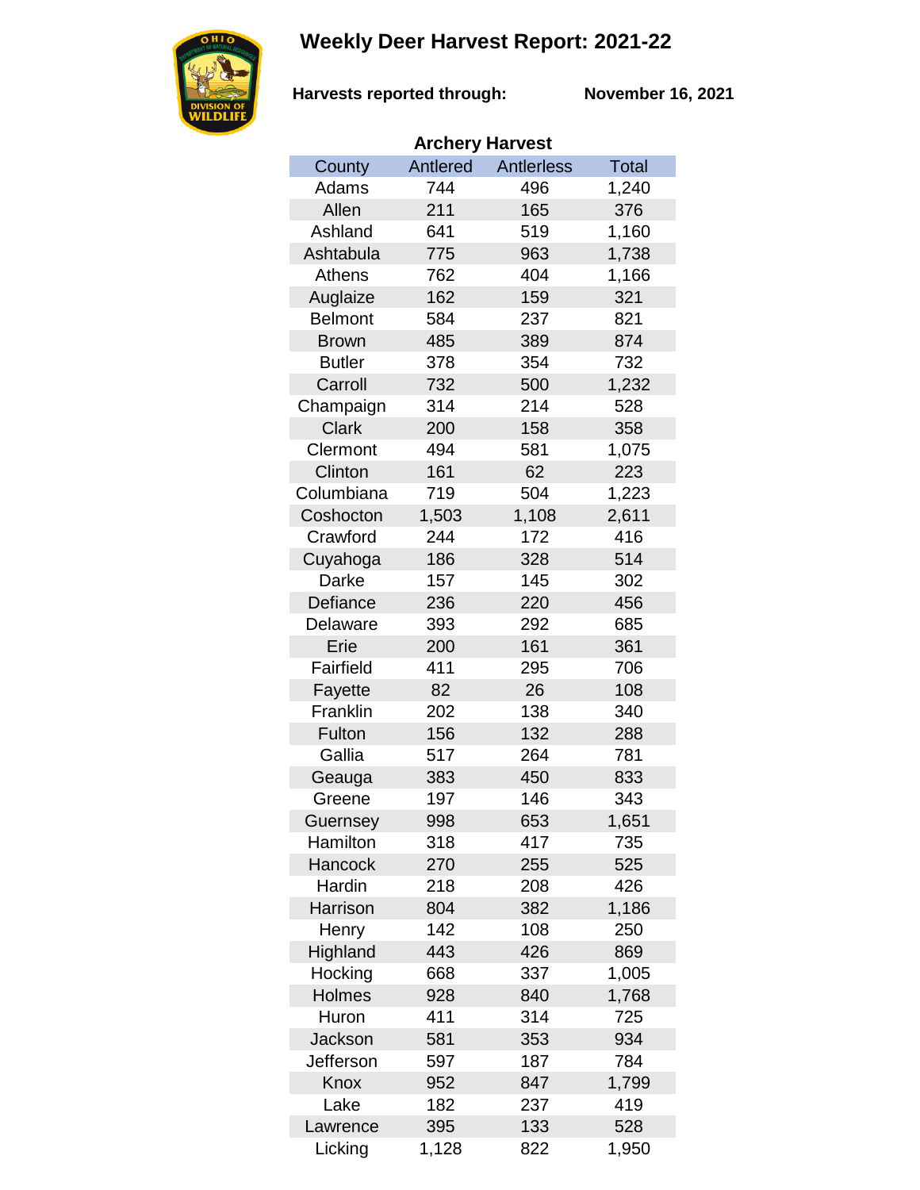# Weekly Deer Harvest Report: 2021-22

**Harvests reported through:** **November 16, 2021**

**Archery Harvest**

| County | Antlered | Antlerless | Total |
|---|---|---|---|
| Adams | 744 | 496 | 1,240 |
| Allen | 211 | 165 | 376 |
| Ashland | 641 | 519 | 1,160 |
| Ashtabula | 775 | 963 | 1,738 |
| Athens | 762 | 404 | 1,166 |
| Auglaize | 162 | 159 | 321 |
| Belmont | 584 | 237 | 821 |
| Brown | 485 | 389 | 874 |
| Butler | 378 | 354 | 732 |
| Carroll | 732 | 500 | 1,232 |
| Champaign | 314 | 214 | 528 |
| Clark | 200 | 158 | 358 |
| Clermont | 494 | 581 | 1,075 |
| Clinton | 161 | 62 | 223 |
| Columbiana | 719 | 504 | 1,223 |
| Coshocton | 1,503 | 1,108 | 2,611 |
| Crawford | 244 | 172 | 416 |
| Cuyahoga | 186 | 328 | 514 |
| Darke | 157 | 145 | 302 |
| Defiance | 236 | 220 | 456 |
| Delaware | 393 | 292 | 685 |
| Erie | 200 | 161 | 361 |
| Fairfield | 411 | 295 | 706 |
| Fayette | 82 | 26 | 108 |
| Franklin | 202 | 138 | 340 |
| Fulton | 156 | 132 | 288 |
| Gallia | 517 | 264 | 781 |
| Geauga | 383 | 450 | 833 |
| Greene | 197 | 146 | 343 |
| Guernsey | 998 | 653 | 1,651 |
| Hamilton | 318 | 417 | 735 |
| Hancock | 270 | 255 | 525 |
| Hardin | 218 | 208 | 426 |
| Harrison | 804 | 382 | 1,186 |
| Henry | 142 | 108 | 250 |
| Highland | 443 | 426 | 869 |
| Hocking | 668 | 337 | 1,005 |
| Holmes | 928 | 840 | 1,768 |
| Huron | 411 | 314 | 725 |
| Jackson | 581 | 353 | 934 |
| Jefferson | 597 | 187 | 784 |
| Knox | 952 | 847 | 1,799 |
| Lake | 182 | 237 | 419 |
| Lawrence | 395 | 133 | 528 |
| Licking | 1,128 | 822 | 1,950 |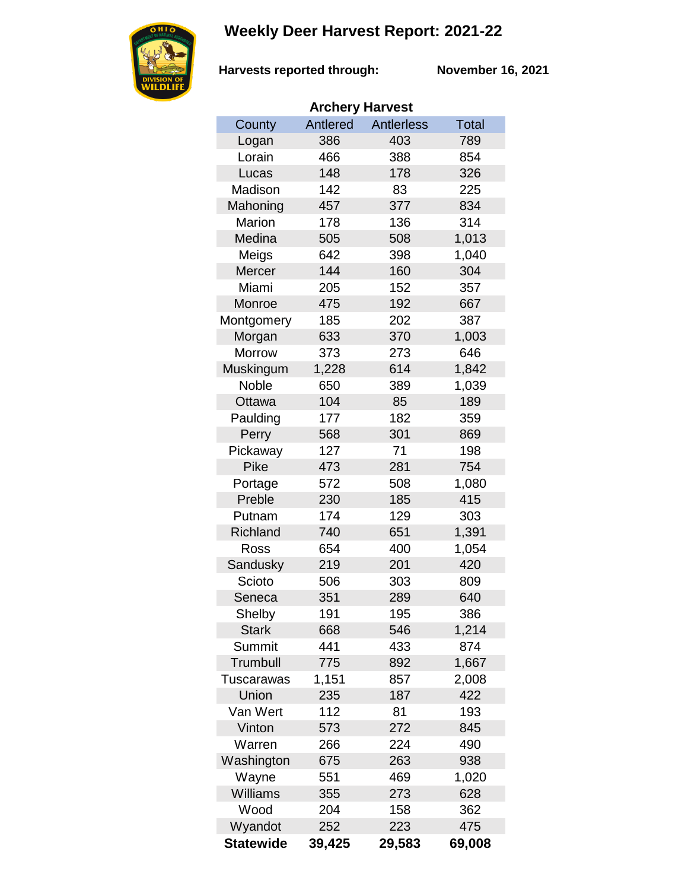# Weekly Deer Harvest Report: 2021-22

**Harvests reported through:** **November 16, 2021**

**Archery Harvest**

| County | Antlered | Antlerless | Total |
|---|---|---|---|
| Logan | 386 | 403 | 789 |
| Lorain | 466 | 388 | 854 |
| Lucas | 148 | 178 | 326 |
| Madison | 142 | 83 | 225 |
| Mahoning | 457 | 377 | 834 |
| Marion | 178 | 136 | 314 |
| Medina | 505 | 508 | 1,013 |
| Meigs | 642 | 398 | 1,040 |
| Mercer | 144 | 160 | 304 |
| Miami | 205 | 152 | 357 |
| Monroe | 475 | 192 | 667 |
| Montgomery | 185 | 202 | 387 |
| Morgan | 633 | 370 | 1,003 |
| Morrow | 373 | 273 | 646 |
| Muskingum | 1,228 | 614 | 1,842 |
| Noble | 650 | 389 | 1,039 |
| Ottawa | 104 | 85 | 189 |
| Paulding | 177 | 182 | 359 |
| Perry | 568 | 301 | 869 |
| Pickaway | 127 | 71 | 198 |
| Pike | 473 | 281 | 754 |
| Portage | 572 | 508 | 1,080 |
| Preble | 230 | 185 | 415 |
| Putnam | 174 | 129 | 303 |
| Richland | 740 | 651 | 1,391 |
| Ross | 654 | 400 | 1,054 |
| Sandusky | 219 | 201 | 420 |
| Scioto | 506 | 303 | 809 |
| Seneca | 351 | 289 | 640 |
| Shelby | 191 | 195 | 386 |
| Stark | 668 | 546 | 1,214 |
| Summit | 441 | 433 | 874 |
| Trumbull | 775 | 892 | 1,667 |
| Tuscarawas | 1,151 | 857 | 2,008 |
| Union | 235 | 187 | 422 |
| Van Wert | 112 | 81 | 193 |
| Vinton | 573 | 272 | 845 |
| Warren | 266 | 224 | 490 |
| Washington | 675 | 263 | 938 |
| Wayne | 551 | 469 | 1,020 |
| Williams | 355 | 273 | 628 |
| Wood | 204 | 158 | 362 |
| Wyandot | 252 | 223 | 475 |
| **Statewide** | **39,425** | **29,583** | **69,008** |